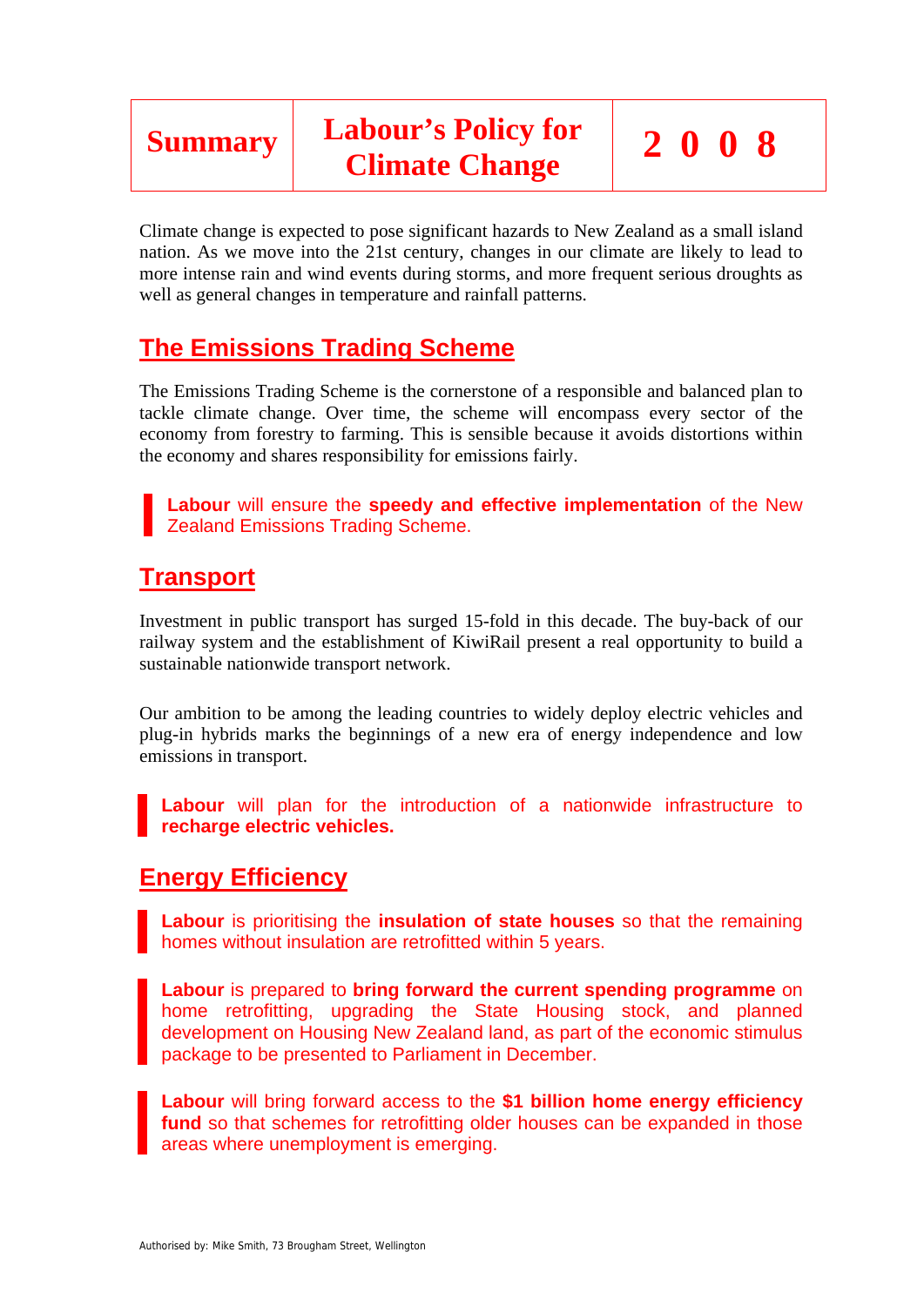| Summary | Labour's Policy for Climate Change | 2 0 0 8 |
|---|---|---|

Climate change is expected to pose significant hazards to New Zealand as a small island nation. As we move into the 21st century, changes in our climate are likely to lead to more intense rain and wind events during storms, and more frequent serious droughts as well as general changes in temperature and rainfall patterns.

## The Emissions Trading Scheme

The Emissions Trading Scheme is the cornerstone of a responsible and balanced plan to tackle climate change. Over time, the scheme will encompass every sector of the economy from forestry to farming. This is sensible because it avoids distortions within the economy and shares responsibility for emissions fairly.

> **Labour** will ensure the **speedy and effective implementation** of the New Zealand Emissions Trading Scheme.

## Transport

Investment in public transport has surged 15-fold in this decade. The buy-back of our railway system and the establishment of KiwiRail present a real opportunity to build a sustainable nationwide transport network.

Our ambition to be among the leading countries to widely deploy electric vehicles and plug-in hybrids marks the beginnings of a new era of energy independence and low emissions in transport.

> **Labour** will plan for the introduction of a nationwide infrastructure to **recharge electric vehicles.**

## Energy Efficiency

> **Labour** is prioritising the **insulation of state houses** so that the remaining homes without insulation are retrofitted within 5 years.

> **Labour** is prepared to **bring forward the current spending programme** on home retrofitting, upgrading the State Housing stock, and planned development on Housing New Zealand land, as part of the economic stimulus package to be presented to Parliament in December.

> **Labour** will bring forward access to the **$1 billion home energy efficiency fund** so that schemes for retrofitting older houses can be expanded in those areas where unemployment is emerging.

Authorised by: Mike Smith, 73 Brougham Street, Wellington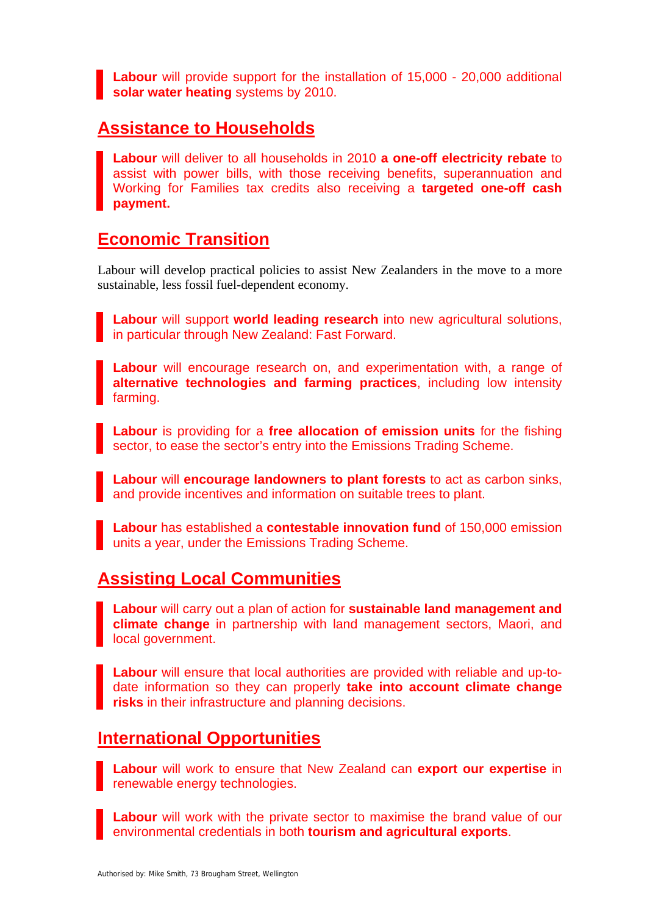**Labour** will provide support for the installation of 15,000 - 20,000 additional **solar water heating** systems by 2010.

## Assistance to Households

**Labour** will deliver to all households in 2010 **a one-off electricity rebate** to assist with power bills, with those receiving benefits, superannuation and Working for Families tax credits also receiving a **targeted one-off cash payment.**

## Economic Transition

Labour will develop practical policies to assist New Zealanders in the move to a more sustainable, less fossil fuel-dependent economy.

**Labour** will support **world leading research** into new agricultural solutions, in particular through New Zealand: Fast Forward.

**Labour** will encourage research on, and experimentation with, a range of **alternative technologies and farming practices**, including low intensity farming.

**Labour** is providing for a **free allocation of emission units** for the fishing sector, to ease the sector's entry into the Emissions Trading Scheme.

**Labour** will **encourage landowners to plant forests** to act as carbon sinks, and provide incentives and information on suitable trees to plant.

**Labour** has established a **contestable innovation fund** of 150,000 emission units a year, under the Emissions Trading Scheme.

## Assisting Local Communities

**Labour** will carry out a plan of action for **sustainable land management and climate change** in partnership with land management sectors, Maori, and local government.

**Labour** will ensure that local authorities are provided with reliable and up-to-date information so they can properly **take into account climate change risks** in their infrastructure and planning decisions.

## International Opportunities

**Labour** will work to ensure that New Zealand can **export our expertise** in renewable energy technologies.

**Labour** will work with the private sector to maximise the brand value of our environmental credentials in both **tourism and agricultural exports**.

Authorised by: Mike Smith, 73 Brougham Street, Wellington